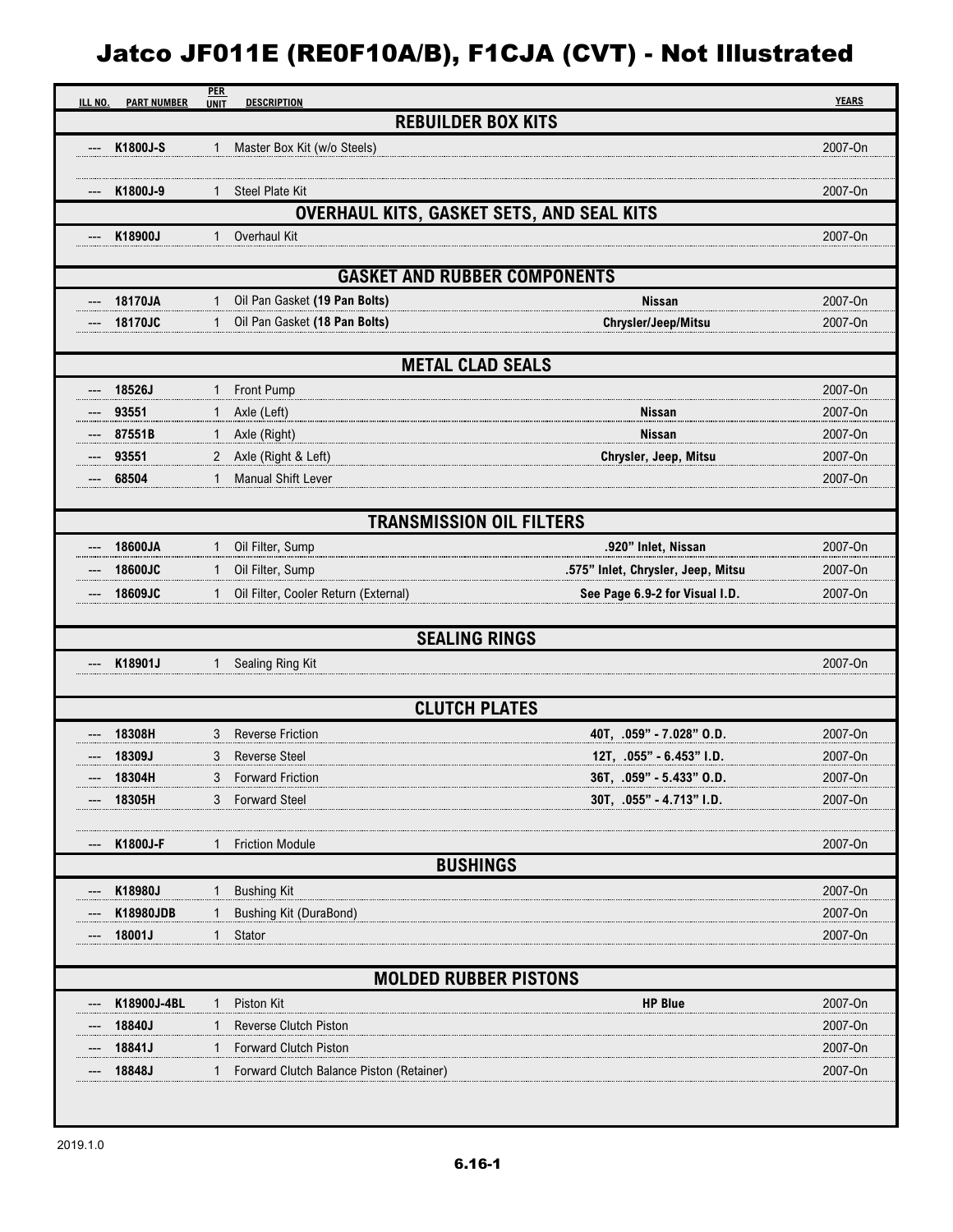# Jatco JF011E (RE0F10A/B), F1CJA (CVT) - Not Illustrated

| ILL NO. | PART NUMBER | PER UNIT | DESCRIPTION | | YEARS |
|---|---|---|---|---|---|
| | | | **REBUILDER BOX KITS** | | |
| --- | **K1800J-S** | 1 | Master Box Kit (w/o Steels) | | 2007-On |
| --- | **K1800J-9** | 1 | Steel Plate Kit | | 2007-On |
| | | | **OVERHAUL KITS, GASKET SETS, AND SEAL KITS** | | |
| --- | **K18900J** | 1 | Overhaul Kit | | 2007-On |
| | | | **GASKET AND RUBBER COMPONENTS** | | |
| --- | **18170JA** | 1 | Oil Pan Gasket **(19 Pan Bolts)** | **Nissan** | 2007-On |
| --- | **18170JC** | 1 | Oil Pan Gasket **(18 Pan Bolts)** | **Chrysler/Jeep/Mitsu** | 2007-On |
| | | | **METAL CLAD SEALS** | | |
| --- | **18526J** | 1 | Front Pump | | 2007-On |
| --- | **93551** | 1 | Axle (Left) | **Nissan** | 2007-On |
| --- | **87551B** | 1 | Axle (Right) | **Nissan** | 2007-On |
| --- | **93551** | 2 | Axle (Right & Left) | **Chrysler, Jeep, Mitsu** | 2007-On |
| --- | **68504** | 1 | Manual Shift Lever | | 2007-On |
| | | | **TRANSMISSION OIL FILTERS** | | |
| --- | **18600JA** | 1 | Oil Filter, Sump | **.920" Inlet, Nissan** | 2007-On |
| --- | **18600JC** | 1 | Oil Filter, Sump | **.575" Inlet, Chrysler, Jeep, Mitsu** | 2007-On |
| --- | **18609JC** | 1 | Oil Filter, Cooler Return (External) | **See Page 6.9-2 for Visual I.D.** | 2007-On |
| | | | **SEALING RINGS** | | |
| --- | **K18901J** | 1 | Sealing Ring Kit | | 2007-On |
| | | | **CLUTCH PLATES** | | |
| --- | **18308H** | 3 | Reverse Friction | **40T, .059" - 7.028" O.D.** | 2007-On |
| --- | **18309J** | 3 | Reverse Steel | **12T, .055" - 6.453" I.D.** | 2007-On |
| --- | **18304H** | 3 | Forward Friction | **36T, .059" - 5.433" O.D.** | 2007-On |
| --- | **18305H** | 3 | Forward Steel | **30T, .055" - 4.713" I.D.** | 2007-On |
| --- | **K1800J-F** | 1 | Friction Module | | 2007-On |
| | | | **BUSHINGS** | | |
| --- | **K18980J** | 1 | Bushing Kit | | 2007-On |
| --- | **K18980JDB** | 1 | Bushing Kit (DuraBond) | | 2007-On |
| --- | **18001J** | 1 | Stator | | 2007-On |
| | | | **MOLDED RUBBER PISTONS** | | |
| --- | **K18900J-4BL** | 1 | Piston Kit | **HP Blue** | 2007-On |
| --- | **18840J** | 1 | Reverse Clutch Piston | | 2007-On |
| --- | **18841J** | 1 | Forward Clutch Piston | | 2007-On |
| --- | **18848J** | 1 | Forward Clutch Balance Piston (Retainer) | | 2007-On |

2019.1.0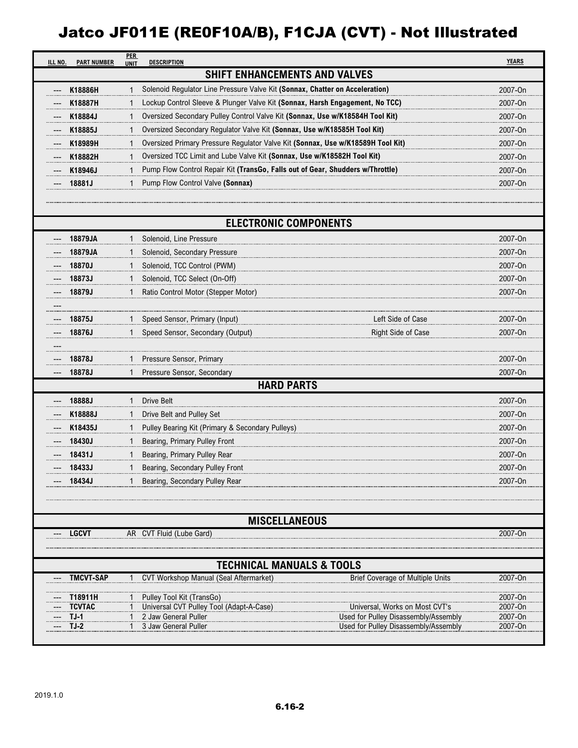# Jatco JF011E (RE0F10A/B), F1CJA (CVT) - Not Illustrated

| ILL NO. | PART NUMBER | PER UNIT | DESCRIPTION | | YEARS |
|---|---|---|---|---|---|
| | | | **SHIFT ENHANCEMENTS AND VALVES** | | |
| --- | **K18886H** | 1 | Solenoid Regulator Line Pressure Valve Kit **(Sonnax, Chatter on Acceleration)** | | 2007-On |
| --- | **K18887H** | 1 | Lockup Control Sleeve & Plunger Valve Kit **(Sonnax, Harsh Engagement, No TCC)** | | 2007-On |
| --- | **K18884J** | 1 | Oversized Secondary Pulley Control Valve Kit **(Sonnax, Use w/K18584H Tool Kit)** | | 2007-On |
| --- | **K18885J** | 1 | Oversized Secondary Regulator Valve Kit **(Sonnax, Use w/K18585H Tool Kit)** | | 2007-On |
| --- | **K18989H** | 1 | Oversized Primary Pressure Regulator Valve Kit **(Sonnax, Use w/K18589H Tool Kit)** | | 2007-On |
| --- | **K18882H** | 1 | Oversized TCC Limit and Lube Valve Kit **(Sonnax, Use w/K18582H Tool Kit)** | | 2007-On |
| --- | **K18946J** | 1 | Pump Flow Control Repair Kit **(TransGo, Falls out of Gear, Shudders w/Throttle)** | | 2007-On |
| --- | **18881J** | 1 | Pump Flow Control Valve **(Sonnax)** | | 2007-On |
| | | | **ELECTRONIC COMPONENTS** | | |
| --- | **18879JA** | 1 | Solenoid, Line Pressure | | 2007-On |
| --- | **18879JA** | 1 | Solenoid, Secondary Pressure | | 2007-On |
| --- | **18870J** | 1 | Solenoid, TCC Control (PWM) | | 2007-On |
| --- | **18873J** | 1 | Solenoid, TCC Select (On-Off) | | 2007-On |
| --- | **18879J** | 1 | Ratio Control Motor (Stepper Motor) | | 2007-On |
| --- | | | | | |
| --- | **18875J** | 1 | Speed Sensor, Primary (Input) | Left Side of Case | 2007-On |
| --- | **18876J** | 1 | Speed Sensor, Secondary (Output) | Right Side of Case | 2007-On |
| --- | | | | | |
| --- | **18878J** | 1 | Pressure Sensor, Primary | | 2007-On |
| --- | **18878J** | 1 | Pressure Sensor, Secondary | | 2007-On |
| | | | **HARD PARTS** | | |
| --- | **18888J** | 1 | Drive Belt | | 2007-On |
| --- | **K18888J** | 1 | Drive Belt and Pulley Set | | 2007-On |
| --- | **K18435J** | 1 | Pulley Bearing Kit (Primary & Secondary Pulleys) | | 2007-On |
| --- | **18430J** | 1 | Bearing, Primary Pulley Front | | 2007-On |
| --- | **18431J** | 1 | Bearing, Primary Pulley Rear | | 2007-On |
| --- | **18433J** | 1 | Bearing, Secondary Pulley Front | | 2007-On |
| --- | **18434J** | 1 | Bearing, Secondary Pulley Rear | | 2007-On |
| | | | **MISCELLANEOUS** | | |
| --- | **LGCVT** | AR | CVT Fluid (Lube Gard) | | 2007-On |
| | | | **TECHNICAL MANUALS & TOOLS** | | |
| --- | **TMCVT-SAP** | 1 | CVT Workshop Manual (Seal Aftermarket) | Brief Coverage of Multiple Units | 2007-On |
| --- | **T18911H** | 1 | Pulley Tool Kit (TransGo) | | 2007-On |
| --- | **TCVTAC** | 1 | Universal CVT Pulley Tool (Adapt-A-Case) | Universal, Works on Most CVT's | 2007-On |
| --- | **TJ-1** | 1 | 2 Jaw General Puller | Used for Pulley Disassembly/Assembly | 2007-On |
| --- | **TJ-2** | 1 | 3 Jaw General Puller | Used for Pulley Disassembly/Assembly | 2007-On |

2019.1.0